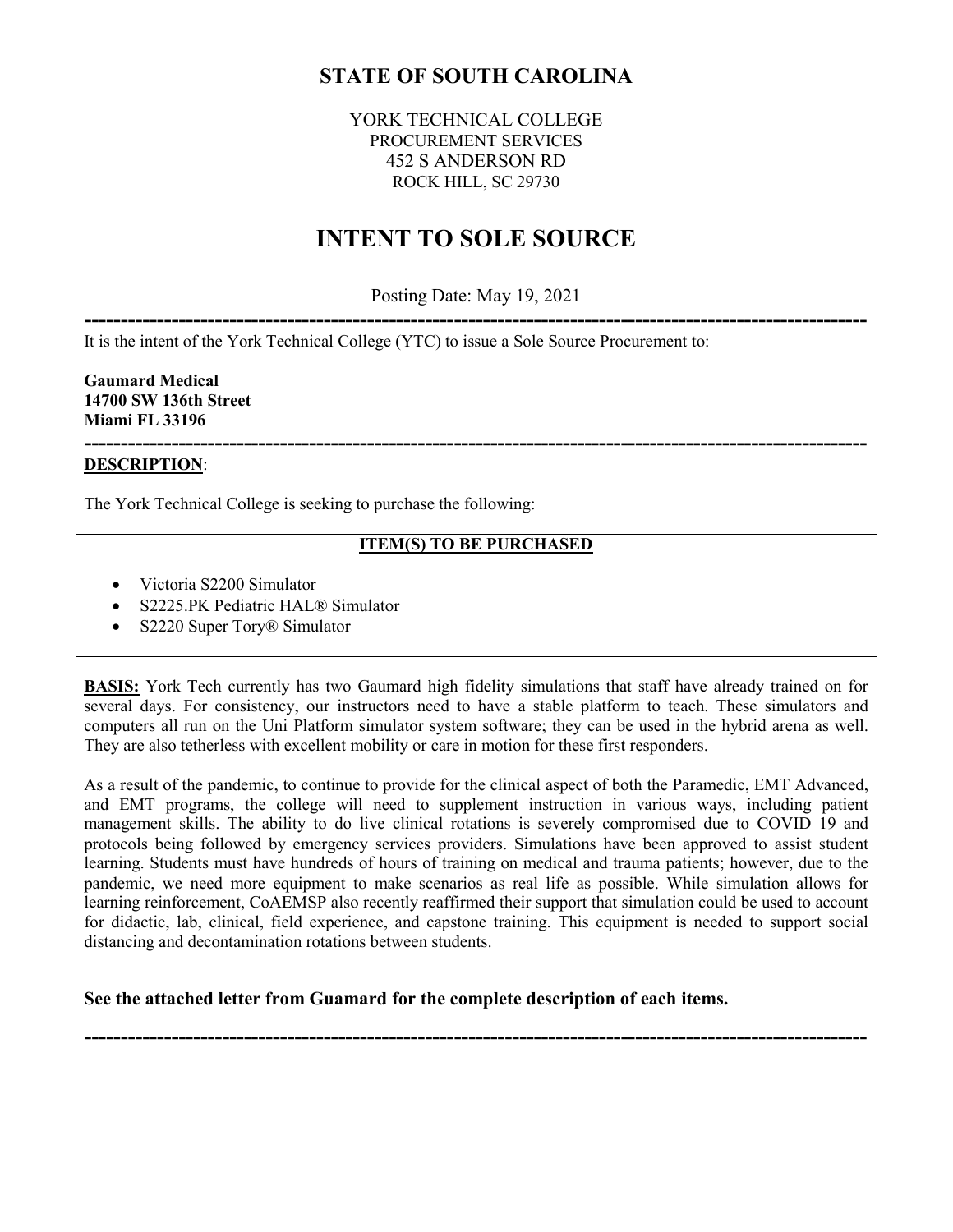# STATE OF SOUTH CAROLINA

YORK TECHNICAL COLLEGE
PROCUREMENT SERVICES
452 S ANDERSON RD
ROCK HILL, SC 29730

# INTENT TO SOLE SOURCE

Posting Date: May 19, 2021

---

It is the intent of the York Technical College (YTC) to issue a Sole Source Procurement to:

**Gaumard Medical**
**14700 SW 136th Street**
**Miami FL 33196**

---

**DESCRIPTION**:

The York Technical College is seeking to purchase the following:

**ITEM(S) TO BE PURCHASED**

- Victoria S2200 Simulator
- S2225.PK Pediatric HAL® Simulator
- S2220 Super Tory® Simulator

**BASIS:** York Tech currently has two Gaumard high fidelity simulations that staff have already trained on for several days. For consistency, our instructors need to have a stable platform to teach. These simulators and computers all run on the Uni Platform simulator system software; they can be used in the hybrid arena as well. They are also tetherless with excellent mobility or care in motion for these first responders.

As a result of the pandemic, to continue to provide for the clinical aspect of both the Paramedic, EMT Advanced, and EMT programs, the college will need to supplement instruction in various ways, including patient management skills. The ability to do live clinical rotations is severely compromised due to COVID 19 and protocols being followed by emergency services providers. Simulations have been approved to assist student learning. Students must have hundreds of hours of training on medical and trauma patients; however, due to the pandemic, we need more equipment to make scenarios as real life as possible. While simulation allows for learning reinforcement, CoAEMSP also recently reaffirmed their support that simulation could be used to account for didactic, lab, clinical, field experience, and capstone training. This equipment is needed to support social distancing and decontamination rotations between students.

**See the attached letter from Guamard for the complete description of each items.**

---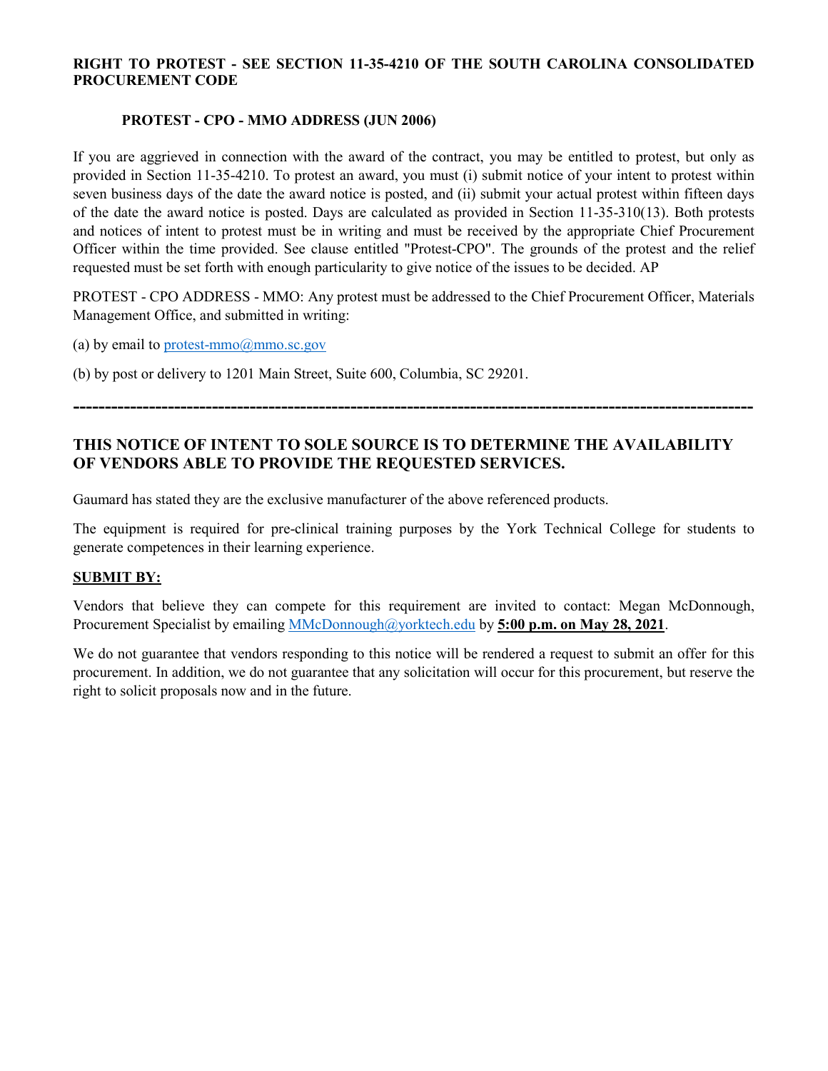**RIGHT TO PROTEST - SEE SECTION 11-35-4210 OF THE SOUTH CAROLINA CONSOLIDATED PROCUREMENT CODE**

**PROTEST - CPO - MMO ADDRESS (JUN 2006)**

If you are aggrieved in connection with the award of the contract, you may be entitled to protest, but only as provided in Section 11-35-4210. To protest an award, you must (i) submit notice of your intent to protest within seven business days of the date the award notice is posted, and (ii) submit your actual protest within fifteen days of the date the award notice is posted. Days are calculated as provided in Section 11-35-310(13). Both protests and notices of intent to protest must be in writing and must be received by the appropriate Chief Procurement Officer within the time provided. See clause entitled "Protest-CPO". The grounds of the protest and the relief requested must be set forth with enough particularity to give notice of the issues to be decided. AP

PROTEST - CPO ADDRESS - MMO: Any protest must be addressed to the Chief Procurement Officer, Materials Management Office, and submitted in writing:

(a) by email to protest-mmo@mmo.sc.gov

(b) by post or delivery to 1201 Main Street, Suite 600, Columbia, SC 29201.

---

## THIS NOTICE OF INTENT TO SOLE SOURCE IS TO DETERMINE THE AVAILABILITY OF VENDORS ABLE TO PROVIDE THE REQUESTED SERVICES.

Gaumard has stated they are the exclusive manufacturer of the above referenced products.

The equipment is required for pre-clinical training purposes by the York Technical College for students to generate competences in their learning experience.

**SUBMIT BY:**

Vendors that believe they can compete for this requirement are invited to contact: Megan McDonnough, Procurement Specialist by emailing MMcDonnough@yorktech.edu by **5:00 p.m. on May 28, 2021**.

We do not guarantee that vendors responding to this notice will be rendered a request to submit an offer for this procurement. In addition, we do not guarantee that any solicitation will occur for this procurement, but reserve the right to solicit proposals now and in the future.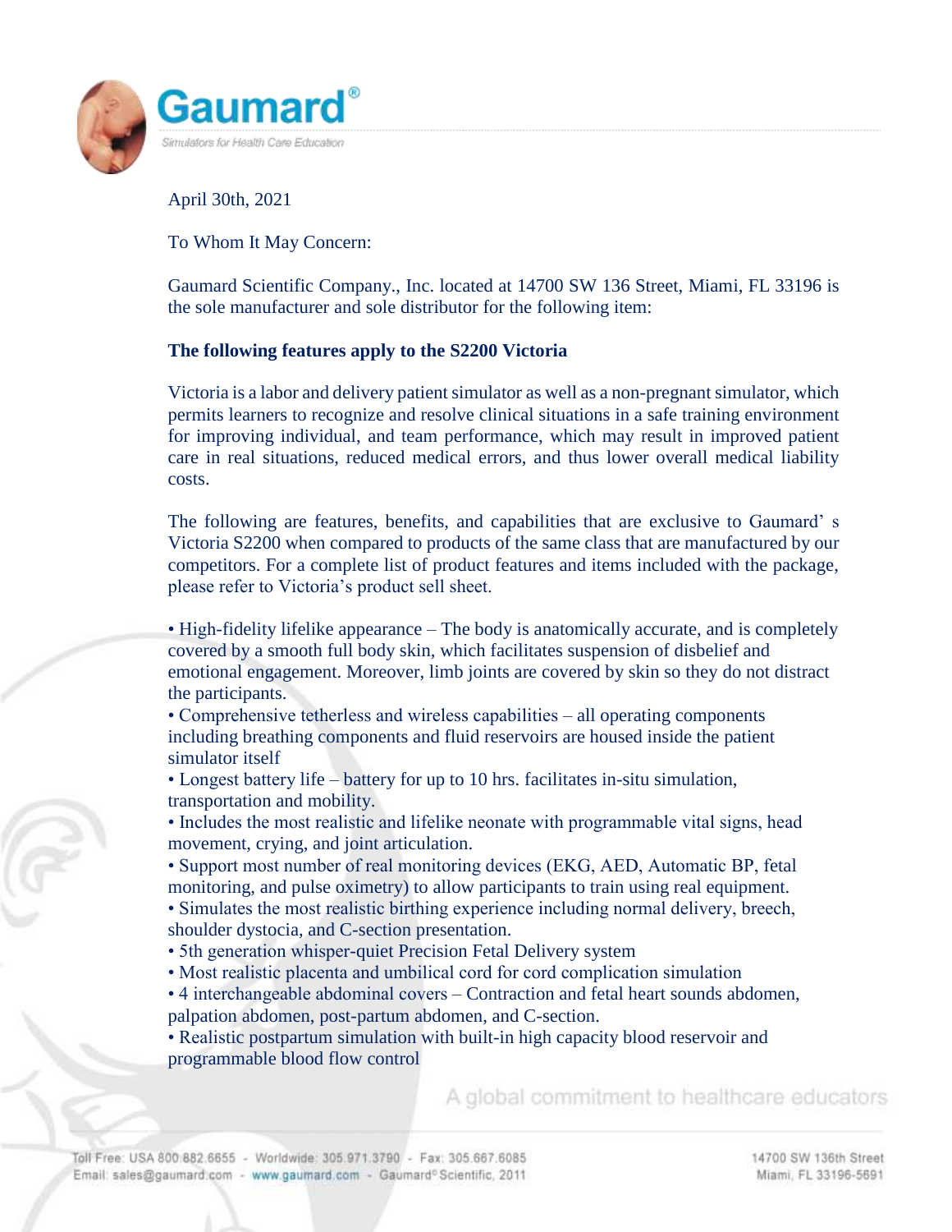April 30th, 2021

To Whom It May Concern:

Gaumard Scientific Company., Inc. located at 14700 SW 136 Street, Miami, FL 33196 is the sole manufacturer and sole distributor for the following item:

**The following features apply to the S2200 Victoria**

Victoria is a labor and delivery patient simulator as well as a non-pregnant simulator, which permits learners to recognize and resolve clinical situations in a safe training environment for improving individual, and team performance, which may result in improved patient care in real situations, reduced medical errors, and thus lower overall medical liability costs.

The following are features, benefits, and capabilities that are exclusive to Gaumard' s Victoria S2200 when compared to products of the same class that are manufactured by our competitors. For a complete list of product features and items included with the package, please refer to Victoria's product sell sheet.

- High-fidelity lifelike appearance – The body is anatomically accurate, and is completely covered by a smooth full body skin, which facilitates suspension of disbelief and emotional engagement. Moreover, limb joints are covered by skin so they do not distract the participants.
- Comprehensive tetherless and wireless capabilities – all operating components including breathing components and fluid reservoirs are housed inside the patient simulator itself
- Longest battery life – battery for up to 10 hrs. facilitates in-situ simulation, transportation and mobility.
- Includes the most realistic and lifelike neonate with programmable vital signs, head movement, crying, and joint articulation.
- Support most number of real monitoring devices (EKG, AED, Automatic BP, fetal monitoring, and pulse oximetry) to allow participants to train using real equipment.
- Simulates the most realistic birthing experience including normal delivery, breech, shoulder dystocia, and C-section presentation.
- 5th generation whisper-quiet Precision Fetal Delivery system
- Most realistic placenta and umbilical cord for cord complication simulation
- 4 interchangeable abdominal covers – Contraction and fetal heart sounds abdomen, palpation abdomen, post-partum abdomen, and C-section.
- Realistic postpartum simulation with built-in high capacity blood reservoir and programmable blood flow control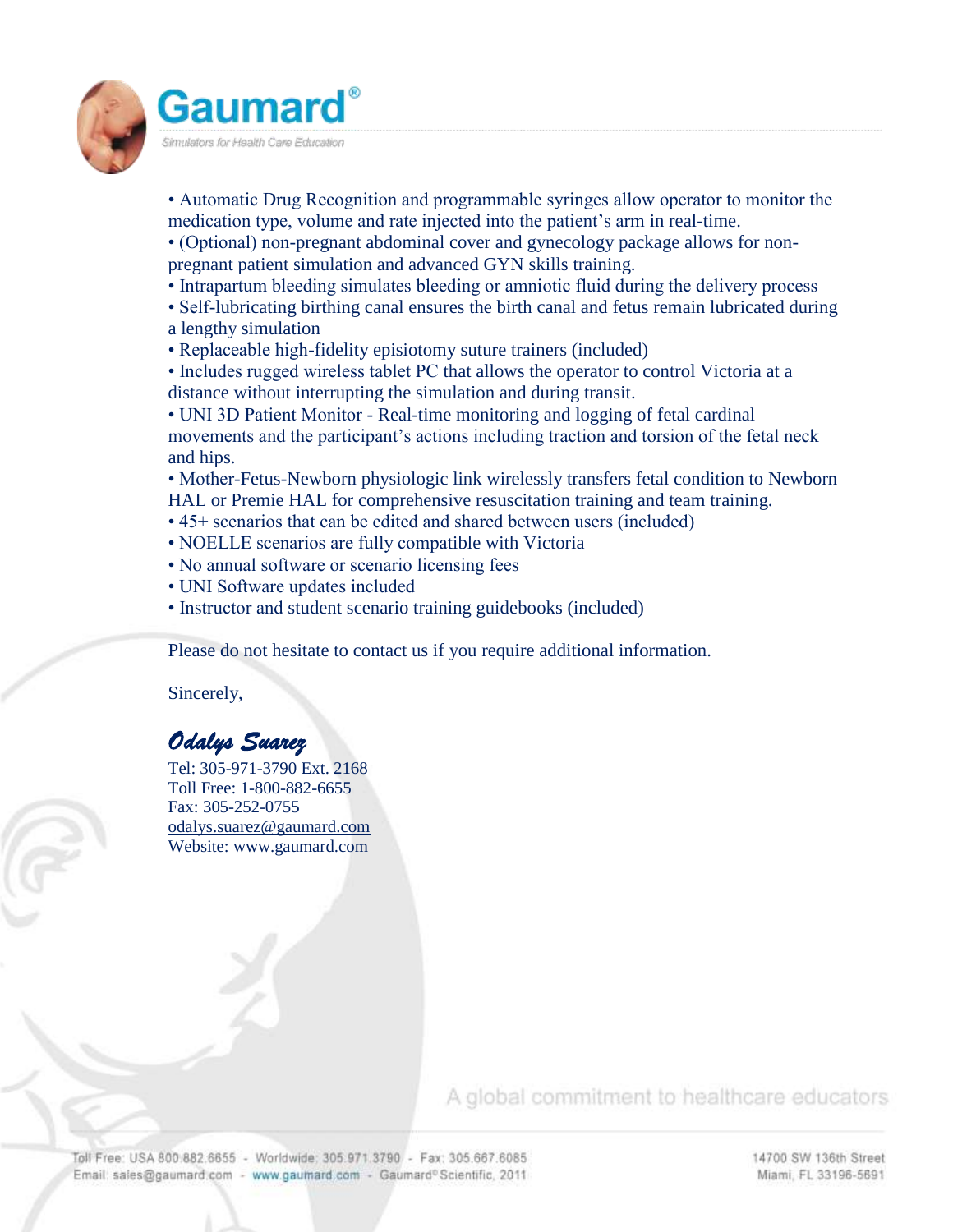- Automatic Drug Recognition and programmable syringes allow operator to monitor the medication type, volume and rate injected into the patient's arm in real-time.
- (Optional) non-pregnant abdominal cover and gynecology package allows for non-pregnant patient simulation and advanced GYN skills training.
- Intrapartum bleeding simulates bleeding or amniotic fluid during the delivery process
- Self-lubricating birthing canal ensures the birth canal and fetus remain lubricated during a lengthy simulation
- Replaceable high-fidelity episiotomy suture trainers (included)
- Includes rugged wireless tablet PC that allows the operator to control Victoria at a distance without interrupting the simulation and during transit.
- UNI 3D Patient Monitor - Real-time monitoring and logging of fetal cardinal movements and the participant's actions including traction and torsion of the fetal neck and hips.
- Mother-Fetus-Newborn physiologic link wirelessly transfers fetal condition to Newborn HAL or Premie HAL for comprehensive resuscitation training and team training.
- 45+ scenarios that can be edited and shared between users (included)
- NOELLE scenarios are fully compatible with Victoria
- No annual software or scenario licensing fees
- UNI Software updates included
- Instructor and student scenario training guidebooks (included)

Please do not hesitate to contact us if you require additional information.

Sincerely,

*Odalys Suarez*

Tel: 305-971-3790 Ext. 2168
Toll Free: 1-800-882-6655
Fax: 305-252-0755
odalys.suarez@gaumard.com
Website: www.gaumard.com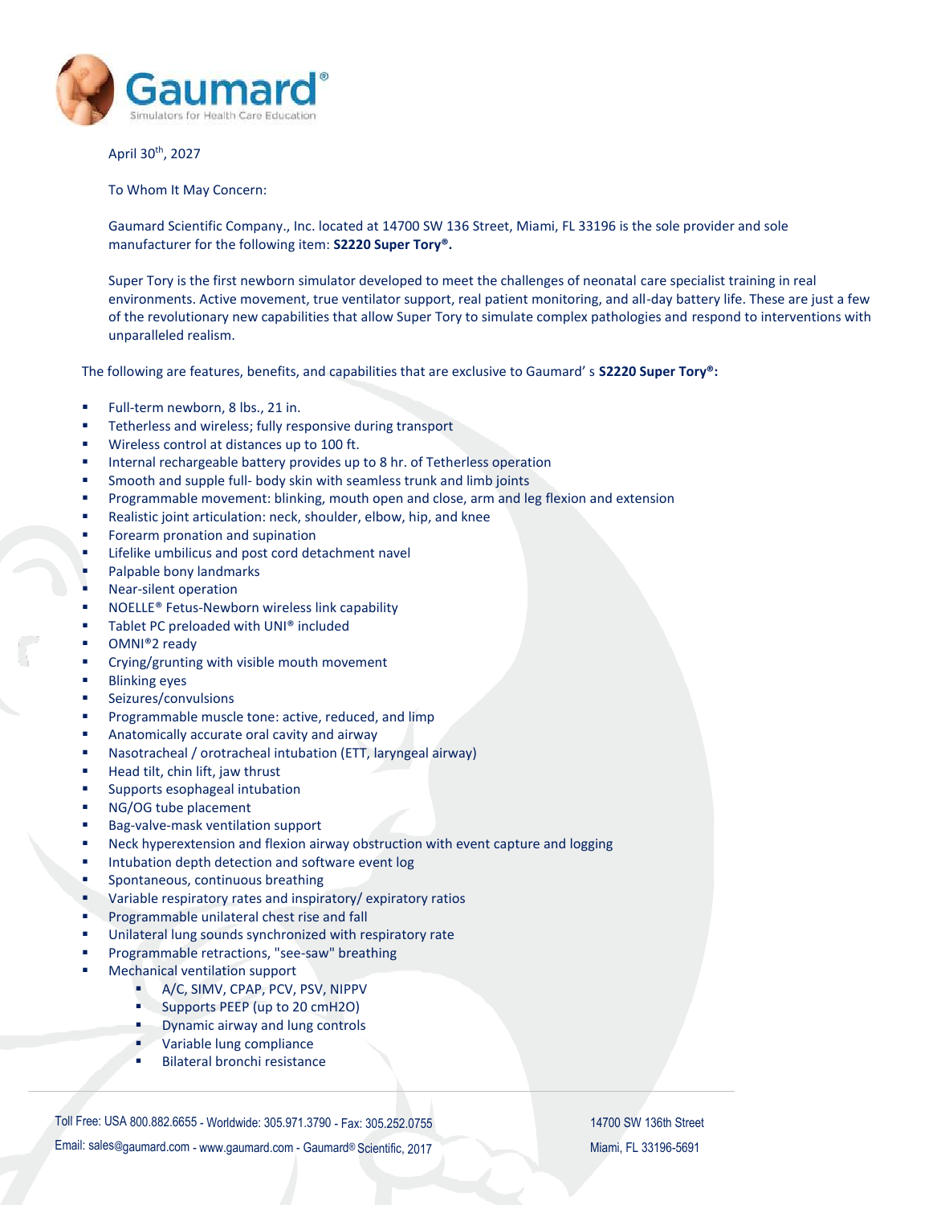April 30th, 2027

To Whom It May Concern:

Gaumard Scientific Company., Inc. located at 14700 SW 136 Street, Miami, FL 33196 is the sole provider and sole manufacturer for the following item: **S2220 Super Tory®.**

Super Tory is the first newborn simulator developed to meet the challenges of neonatal care specialist training in real environments. Active movement, true ventilator support, real patient monitoring, and all-day battery life. These are just a few of the revolutionary new capabilities that allow Super Tory to simulate complex pathologies and respond to interventions with unparalleled realism.

The following are features, benefits, and capabilities that are exclusive to Gaumard' s **S2220 Super Tory®:**

- Full-term newborn, 8 lbs., 21 in.
- Tetherless and wireless; fully responsive during transport
- Wireless control at distances up to 100 ft.
- Internal rechargeable battery provides up to 8 hr. of Tetherless operation
- Smooth and supple full- body skin with seamless trunk and limb joints
- Programmable movement: blinking, mouth open and close, arm and leg flexion and extension
- Realistic joint articulation: neck, shoulder, elbow, hip, and knee
- Forearm pronation and supination
- Lifelike umbilicus and post cord detachment navel
- Palpable bony landmarks
- Near-silent operation
- NOELLE® Fetus-Newborn wireless link capability
- Tablet PC preloaded with UNI® included
- OMNI®2 ready
- Crying/grunting with visible mouth movement
- Blinking eyes
- Seizures/convulsions
- Programmable muscle tone: active, reduced, and limp
- Anatomically accurate oral cavity and airway
- Nasotracheal / orotracheal intubation (ETT, laryngeal airway)
- Head tilt, chin lift, jaw thrust
- Supports esophageal intubation
- NG/OG tube placement
- Bag-valve-mask ventilation support
- Neck hyperextension and flexion airway obstruction with event capture and logging
- Intubation depth detection and software event log
- Spontaneous, continuous breathing
- Variable respiratory rates and inspiratory/ expiratory ratios
- Programmable unilateral chest rise and fall
- Unilateral lung sounds synchronized with respiratory rate
- Programmable retractions, "see-saw" breathing
- Mechanical ventilation support
    - A/C, SIMV, CPAP, PCV, PSV, NIPPV
    - Supports PEEP (up to 20 cmH2O)
    - Dynamic airway and lung controls
    - Variable lung compliance
    - Bilateral bronchi resistance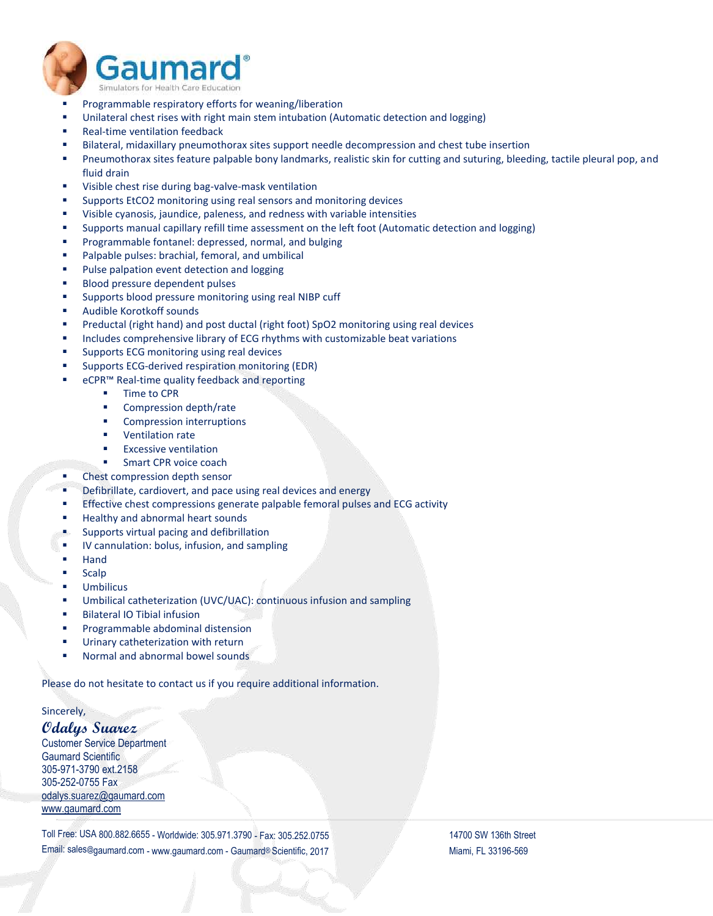- Programmable respiratory efforts for weaning/liberation
- Unilateral chest rises with right main stem intubation (Automatic detection and logging)
- Real-time ventilation feedback
- Bilateral, midaxillary pneumothorax sites support needle decompression and chest tube insertion
- Pneumothorax sites feature palpable bony landmarks, realistic skin for cutting and suturing, bleeding, tactile pleural pop, and fluid drain
- Visible chest rise during bag-valve-mask ventilation
- Supports EtCO2 monitoring using real sensors and monitoring devices
- Visible cyanosis, jaundice, paleness, and redness with variable intensities
- Supports manual capillary refill time assessment on the left foot (Automatic detection and logging)
- Programmable fontanel: depressed, normal, and bulging
- Palpable pulses: brachial, femoral, and umbilical
- Pulse palpation event detection and logging
- Blood pressure dependent pulses
- Supports blood pressure monitoring using real NIBP cuff
- Audible Korotkoff sounds
- Preductal (right hand) and post ductal (right foot) SpO2 monitoring using real devices
- Includes comprehensive library of ECG rhythms with customizable beat variations
- Supports ECG monitoring using real devices
- Supports ECG-derived respiration monitoring (EDR)
- eCPR™ Real-time quality feedback and reporting
  - Time to CPR
  - Compression depth/rate
  - Compression interruptions
  - Ventilation rate
  - Excessive ventilation
  - Smart CPR voice coach
- Chest compression depth sensor
- Defibrillate, cardiovert, and pace using real devices and energy
- Effective chest compressions generate palpable femoral pulses and ECG activity
- Healthy and abnormal heart sounds
- Supports virtual pacing and defibrillation
- IV cannulation: bolus, infusion, and sampling
- Hand
- Scalp
- Umbilicus
- Umbilical catheterization (UVC/UAC): continuous infusion and sampling
- Bilateral IO Tibial infusion
- Programmable abdominal distension
- Urinary catheterization with return
- Normal and abnormal bowel sounds

Please do not hesitate to contact us if you require additional information.

Sincerely,

*Odalys Suarez*
Customer Service Department
Gaumard Scientific
305-971-3790 ext.2158
305-252-0755 Fax
odalys.suarez@gaumard.com
www.gaumard.com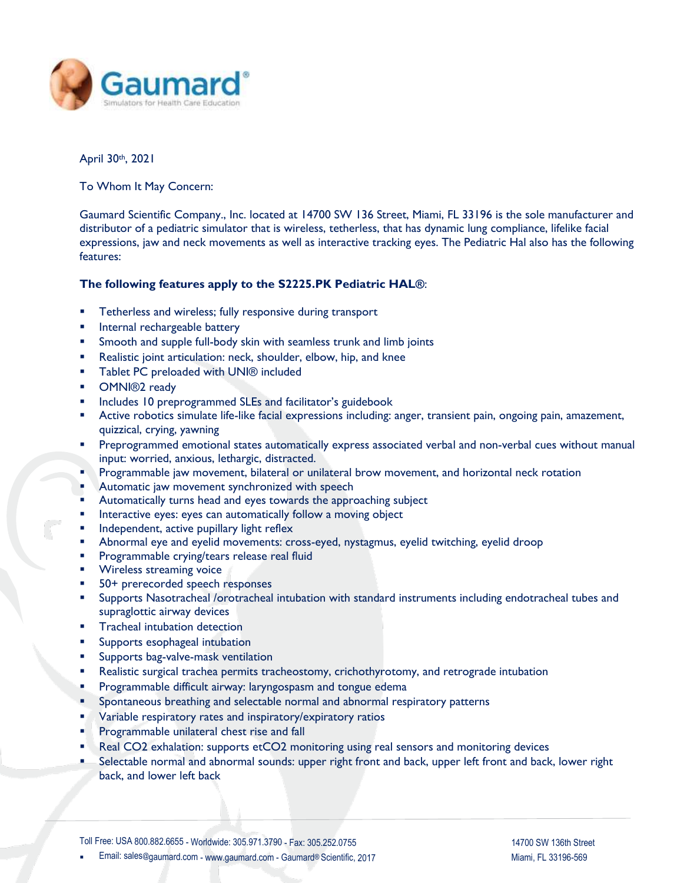Gaumard®
Simulators for Health Care Education

April 30th, 2021

To Whom It May Concern:

Gaumard Scientific Company., Inc. located at 14700 SW 136 Street, Miami, FL 33196 is the sole manufacturer and distributor of a pediatric simulator that is wireless, tetherless, that has dynamic lung compliance, lifelike facial expressions, jaw and neck movements as well as interactive tracking eyes. The Pediatric Hal also has the following features:

**The following features apply to the S2225.PK Pediatric HAL®:**

- Tetherless and wireless; fully responsive during transport
- Internal rechargeable battery
- Smooth and supple full-body skin with seamless trunk and limb joints
- Realistic joint articulation: neck, shoulder, elbow, hip, and knee
- Tablet PC preloaded with UNI® included
- OMNI®2 ready
- Includes 10 preprogrammed SLEs and facilitator's guidebook
- Active robotics simulate life-like facial expressions including: anger, transient pain, ongoing pain, amazement, quizzical, crying, yawning
- Preprogrammed emotional states automatically express associated verbal and non-verbal cues without manual input: worried, anxious, lethargic, distracted.
- Programmable jaw movement, bilateral or unilateral brow movement, and horizontal neck rotation
- Automatic jaw movement synchronized with speech
- Automatically turns head and eyes towards the approaching subject
- Interactive eyes: eyes can automatically follow a moving object
- Independent, active pupillary light reflex
- Abnormal eye and eyelid movements: cross-eyed, nystagmus, eyelid twitching, eyelid droop
- Programmable crying/tears release real fluid
- Wireless streaming voice
- 50+ prerecorded speech responses
- Supports Nasotracheal /orotracheal intubation with standard instruments including endotracheal tubes and supraglottic airway devices
- Tracheal intubation detection
- Supports esophageal intubation
- Supports bag-valve-mask ventilation
- Realistic surgical trachea permits tracheostomy, crichothyrotomy, and retrograde intubation
- Programmable difficult airway: laryngospasm and tongue edema
- Spontaneous breathing and selectable normal and abnormal respiratory patterns
- Variable respiratory rates and inspiratory/expiratory ratios
- Programmable unilateral chest rise and fall
- Real $CO_2$ exhalation: supports $etCO_2$ monitoring using real sensors and monitoring devices
- Selectable normal and abnormal sounds: upper right front and back, upper left front and back, lower right back, and lower left back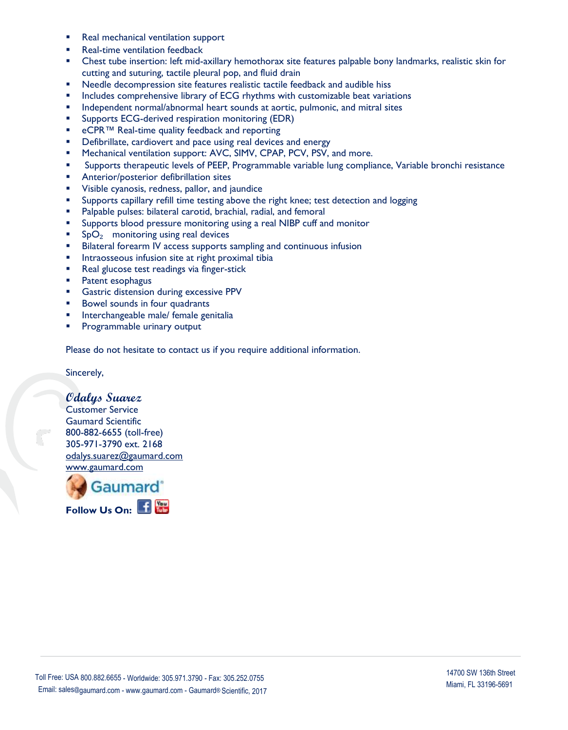- Real mechanical ventilation support
- Real-time ventilation feedback
- Chest tube insertion: left mid-axillary hemothorax site features palpable bony landmarks, realistic skin for cutting and suturing, tactile pleural pop, and fluid drain
- Needle decompression site features realistic tactile feedback and audible hiss
- Includes comprehensive library of ECG rhythms with customizable beat variations
- Independent normal/abnormal heart sounds at aortic, pulmonic, and mitral sites
- Supports ECG-derived respiration monitoring (EDR)
- eCPR™ Real-time quality feedback and reporting
- Defibrillate, cardiovert and pace using real devices and energy
- Mechanical ventilation support: AVC, SIMV, CPAP, PCV, PSV, and more.
- Supports therapeutic levels of PEEP, Programmable variable lung compliance, Variable bronchi resistance
- Anterior/posterior defibrillation sites
- Visible cyanosis, redness, pallor, and jaundice
- Supports capillary refill time testing above the right knee; test detection and logging
- Palpable pulses: bilateral carotid, brachial, radial, and femoral
- Supports blood pressure monitoring using a real NIBP cuff and monitor
- $SpO_2$ monitoring using real devices
- Bilateral forearm IV access supports sampling and continuous infusion
- Intraosseous infusion site at right proximal tibia
- Real glucose test readings via finger-stick
- Patent esophagus
- Gastric distension during excessive PPV
- Bowel sounds in four quadrants
- Interchangeable male/ female genitalia
- Programmable urinary output

Please do not hesitate to contact us if you require additional information.

Sincerely,

*Odalys Suarez*
Customer Service
Gaumard Scientific
800-882-6655 (toll-free)
305-971-3790 ext. 2168
odalys.suarez@gaumard.com
www.gaumard.com

Gaumard®

**Follow Us On:**

Toll Free: USA 800.882.6655 - Worldwide: 305.971.3790 - Fax: 305.252.0755
Email: sales@gaumard.com - www.gaumard.com - Gaumard® Scientific, 2017

14700 SW 136th Street
Miami, FL 33196-5691